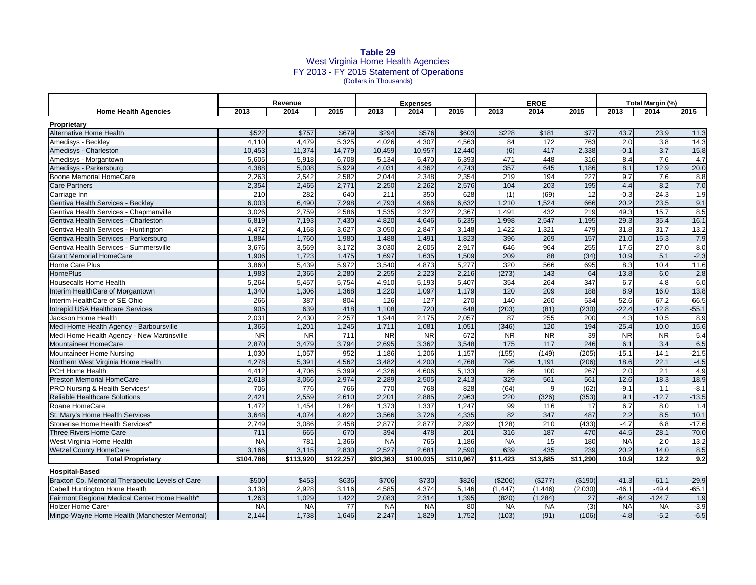**Table 29**
West Virginia Home Health Agencies
FY 2013 - FY 2015 Statement of Operations
(Dollars in Thousands)

| | Revenue | | | Expenses | | | EROE | | | Total Margin (%) | | |
|---|---|---|---|---|---|---|---|---|---|---|---|---|
| **Home Health Agencies** | **2013** | **2014** | **2015** | **2013** | **2014** | **2015** | **2013** | **2014** | **2015** | **2013** | **2014** | **2015** |
| **Proprietary** | | | | | | | | | | | | |
| Alternative Home Health | $522 | $757 | $679 | $294 | $576 | $603 | $228 | $181 | $77 | 43.7 | 23.9 | 11.3 |
| Amedisys - Beckley | 4,110 | 4,479 | 5,325 | 4,026 | 4,307 | 4,563 | 84 | 172 | 763 | 2.0 | 3.8 | 14.3 |
| Amedisys - Charleston | 10,453 | 11,374 | 14,779 | 10,459 | 10,957 | 12,440 | (6) | 417 | 2,338 | -0.1 | 3.7 | 15.8 |
| Amedisys - Morgantown | 5,605 | 5,918 | 6,708 | 5,134 | 5,470 | 6,393 | 471 | 448 | 316 | 8.4 | 7.6 | 4.7 |
| Amedisys - Parkersburg | 4,388 | 5,008 | 5,929 | 4,031 | 4,362 | 4,743 | 357 | 645 | 1,186 | 8.1 | 12.9 | 20.0 |
| Boone Memorial HomeCare | 2,263 | 2,542 | 2,582 | 2,044 | 2,348 | 2,354 | 219 | 194 | 227 | 9.7 | 7.6 | 8.8 |
| Care Partners | 2,354 | 2,465 | 2,771 | 2,250 | 2,262 | 2,576 | 104 | 203 | 195 | 4.4 | 8.2 | 7.0 |
| Carriage Inn | 210 | 282 | 640 | 211 | 350 | 628 | (1) | (69) | 12 | -0.3 | -24.3 | 1.9 |
| Gentiva Health Services - Beckley | 6,003 | 6,490 | 7,298 | 4,793 | 4,966 | 6,632 | 1,210 | 1,524 | 666 | 20.2 | 23.5 | 9.1 |
| Gentiva Health Services - Chapmanville | 3,026 | 2,759 | 2,586 | 1,535 | 2,327 | 2,367 | 1,491 | 432 | 219 | 49.3 | 15.7 | 8.5 |
| Gentiva Health Services - Charleston | 6,819 | 7,193 | 7,430 | 4,820 | 4,646 | 6,235 | 1,998 | 2,547 | 1,195 | 29.3 | 35.4 | 16.1 |
| Gentiva Health Services - Huntington | 4,472 | 4,168 | 3,627 | 3,050 | 2,847 | 3,148 | 1,422 | 1,321 | 479 | 31.8 | 31.7 | 13.2 |
| Gentiva Health Services - Parkersburg | 1,884 | 1,760 | 1,980 | 1,488 | 1,491 | 1,823 | 396 | 269 | 157 | 21.0 | 15.3 | 7.9 |
| Gentiva Health Services - Summersville | 3,676 | 3,569 | 3,172 | 3,030 | 2,605 | 2,917 | 646 | 964 | 255 | 17.6 | 27.0 | 8.0 |
| Grant Memorial HomeCare | 1,906 | 1,723 | 1,475 | 1,697 | 1,635 | 1,509 | 209 | 88 | (34) | 10.9 | 5.1 | -2.3 |
| Home Care Plus | 3,860 | 5,439 | 5,972 | 3,540 | 4,873 | 5,277 | 320 | 566 | 695 | 8.3 | 10.4 | 11.6 |
| HomePlus | 1,983 | 2,365 | 2,280 | 2,255 | 2,223 | 2,216 | (273) | 143 | 64 | -13.8 | 6.0 | 2.8 |
| Housecalls Home Health | 5,264 | 5,457 | 5,754 | 4,910 | 5,193 | 5,407 | 354 | 264 | 347 | 6.7 | 4.8 | 6.0 |
| Interim HealthCare of Morgantown | 1,340 | 1,306 | 1,368 | 1,220 | 1,097 | 1,179 | 120 | 209 | 188 | 8.9 | 16.0 | 13.8 |
| Interim HealthCare of SE Ohio | 266 | 387 | 804 | 126 | 127 | 270 | 140 | 260 | 534 | 52.6 | 67.2 | 66.5 |
| Intrepid USA Healthcare Services | 905 | 639 | 418 | 1,108 | 720 | 648 | (203) | (81) | (230) | -22.4 | -12.8 | -55.1 |
| Jackson Home Health | 2,031 | 2,430 | 2,257 | 1,944 | 2,175 | 2,057 | 87 | 255 | 200 | 4.3 | 10.5 | 8.9 |
| Medi-Home Health Agency - Barboursville | 1,365 | 1,201 | 1,245 | 1,711 | 1,081 | 1,051 | (346) | 120 | 194 | -25.4 | 10.0 | 15.6 |
| Medi Home Health Agency - New Martinsville | NR | NR | 711 | NR | NR | 672 | NR | NR | 39 | NR | NR | 5.4 |
| Mountaineer HomeCare | 2,870 | 3,479 | 3,794 | 2,695 | 3,362 | 3,548 | 175 | 117 | 246 | 6.1 | 3.4 | 6.5 |
| Mountaineer Home Nursing | 1,030 | 1,057 | 952 | 1,186 | 1,206 | 1,157 | (155) | (149) | (205) | -15.1 | -14.1 | -21.5 |
| Northern West Virginia Home Health | 4,278 | 5,391 | 4,562 | 3,482 | 4,200 | 4,768 | 796 | 1,191 | (206) | 18.6 | 22.1 | -4.5 |
| PCH Home Health | 4,412 | 4,706 | 5,399 | 4,326 | 4,606 | 5,133 | 86 | 100 | 267 | 2.0 | 2.1 | 4.9 |
| Preston Memorial HomeCare | 2,618 | 3,066 | 2,974 | 2,289 | 2,505 | 2,413 | 329 | 561 | 561 | 12.6 | 18.3 | 18.9 |
| PRO Nursing & Health Services* | 706 | 776 | 766 | 770 | 768 | 828 | (64) | 9 | (62) | -9.1 | 1.1 | -8.1 |
| Reliable Healthcare Solutions | 2,421 | 2,559 | 2,610 | 2,201 | 2,885 | 2,963 | 220 | (326) | (353) | 9.1 | -12.7 | -13.5 |
| Roane HomeCare | 1,472 | 1,454 | 1,264 | 1,373 | 1,337 | 1,247 | 99 | 116 | 17 | 6.7 | 8.0 | 1.4 |
| St. Mary's Home Health Services | 3,648 | 4,074 | 4,822 | 3,566 | 3,726 | 4,335 | 82 | 347 | 487 | 2.2 | 8.5 | 10.1 |
| Stonerise Home Health Services* | 2,749 | 3,086 | 2,458 | 2,877 | 2,877 | 2,892 | (128) | 210 | (433) | -4.7 | 6.8 | -17.6 |
| Three Rivers Home Care | 711 | 665 | 670 | 394 | 478 | 201 | 316 | 187 | 470 | 44.5 | 28.1 | 70.0 |
| West Virginia Home Health | NA | 781 | 1,366 | NA | 765 | 1,186 | NA | 15 | 180 | NA | 2.0 | 13.2 |
| Wetzel County HomeCare | 3,166 | 3,115 | 2,830 | 2,527 | 2,681 | 2,590 | 639 | 435 | 239 | 20.2 | 14.0 | 8.5 |
| **Total Proprietary** | **$104,786** | **$113,920** | **$122,257** | **$93,363** | **$100,035** | **$110,967** | **$11,423** | **$13,885** | **$11,290** | **10.9** | **12.2** | **9.2** |
| **Hospital-Based** | | | | | | | | | | | | |
| Braxton Co. Memorial Therapeutic Levels of Care | $500 | $453 | $636 | $706 | $730 | $826 | ($206) | ($277) | ($190) | -41.3 | -61.1 | -29.9 |
| Cabell Huntington Home Health | 3,138 | 2,928 | 3,116 | 4,585 | 4,374 | 5,146 | (1,447) | (1,446) | (2,030) | -46.1 | -49.4 | -65.1 |
| Fairmont Regional Medical Center Home Health* | 1,263 | 1,029 | 1,422 | 2,083 | 2,314 | 1,395 | (820) | (1,284) | 27 | -64.9 | -124.7 | 1.9 |
| Holzer Home Care* | NA | NA | 77 | NA | NA | 80 | NA | NA | (3) | NA | NA | -3.9 |
| Mingo-Wayne Home Health (Manchester Memorial) | 2,144 | 1,738 | 1,646 | 2,247 | 1,829 | 1,752 | (103) | (91) | (106) | -4.8 | -5.2 | -6.5 |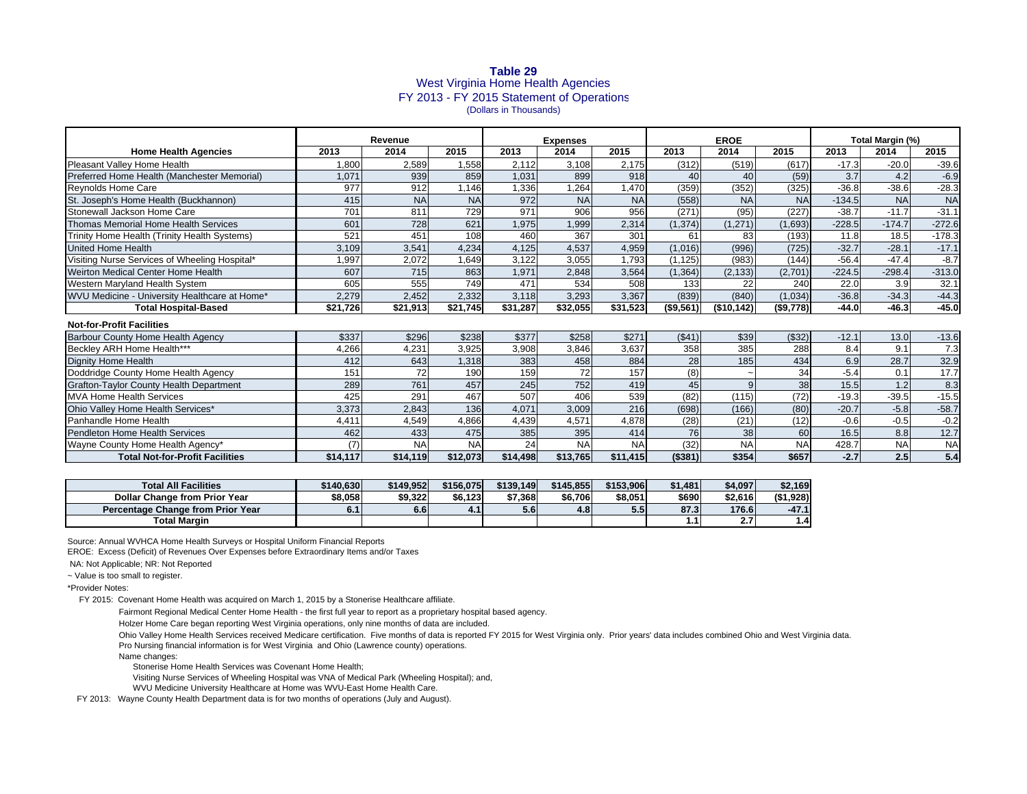# Table 29

## West Virginia Home Health Agencies
## FY 2013 - FY 2015 Statement of Operations
(Dollars in Thousands)

| Home Health Agencies | Revenue | | | Expenses | | | EROE | | | Total Margin (%) | | |
|---|---|---|---|---|---|---|---|---|---|---|---|---|
| | 2013 | 2014 | 2015 | 2013 | 2014 | 2015 | 2013 | 2014 | 2015 | 2013 | 2014 | 2015 |
| Pleasant Valley Home Health | 1,800 | 2,589 | 1,558 | 2,112 | 3,108 | 2,175 | (312) | (519) | (617) | -17.3 | -20.0 | -39.6 |
| Preferred Home Health (Manchester Memorial) | 1,071 | 939 | 859 | 1,031 | 899 | 918 | 40 | 40 | (59) | 3.7 | 4.2 | -6.9 |
| Reynolds Home Care | 977 | 912 | 1,146 | 1,336 | 1,264 | 1,470 | (359) | (352) | (325) | -36.8 | -38.6 | -28.3 |
| St. Joseph's Home Health (Buckhannon) | 415 | NA | NA | 972 | NA | NA | (558) | NA | NA | -134.5 | NA | NA |
| Stonewall Jackson Home Care | 701 | 811 | 729 | 971 | 906 | 956 | (271) | (95) | (227) | -38.7 | -11.7 | -31.1 |
| Thomas Memorial Home Health Services | 601 | 728 | 621 | 1,975 | 1,999 | 2,314 | (1,374) | (1,271) | (1,693) | -228.5 | -174.7 | -272.6 |
| Trinity Home Health (Trinity Health Systems) | 521 | 451 | 108 | 460 | 367 | 301 | 61 | 83 | (193) | 11.8 | 18.5 | -178.3 |
| United Home Health | 3,109 | 3,541 | 4,234 | 4,125 | 4,537 | 4,959 | (1,016) | (996) | (725) | -32.7 | -28.1 | -17.1 |
| Visiting Nurse Services of Wheeling Hospital* | 1,997 | 2,072 | 1,649 | 3,122 | 3,055 | 1,793 | (1,125) | (983) | (144) | -56.4 | -47.4 | -8.7 |
| Weirton Medical Center Home Health | 607 | 715 | 863 | 1,971 | 2,848 | 3,564 | (1,364) | (2,133) | (2,701) | -224.5 | -298.4 | -313.0 |
| Western Maryland Health System | 605 | 555 | 749 | 471 | 534 | 508 | 133 | 22 | 240 | 22.0 | 3.9 | 32.1 |
| WVU Medicine - University Healthcare at Home* | 2,279 | 2,452 | 2,332 | 3,118 | 3,293 | 3,367 | (839) | (840) | (1,034) | -36.8 | -34.3 | -44.3 |
| **Total Hospital-Based** | **$21,726** | **$21,913** | **$21,745** | **$31,287** | **$32,055** | **$31,523** | **($9,561)** | **($10,142)** | **($9,778)** | **-44.0** | **-46.3** | **-45.0** |
| **Not-for-Profit Facilities** | | | | | | | | | | | | |
| Barbour County Home Health Agency | $337 | $296 | $238 | $377 | $258 | $271 | ($41) | $39 | ($32) | -12.1 | 13.0 | -13.6 |
| Beckley ARH Home Health*** | 4,266 | 4,231 | 3,925 | 3,908 | 3,846 | 3,637 | 358 | 385 | 288 | 8.4 | 9.1 | 7.3 |
| Dignity Home Health | 412 | 643 | 1,318 | 383 | 458 | 884 | 28 | 185 | 434 | 6.9 | 28.7 | 32.9 |
| Doddridge County Home Health Agency | 151 | 72 | 190 | 159 | 72 | 157 | (8) | ~ | 34 | -5.4 | 0.1 | 17.7 |
| Grafton-Taylor County Health Department | 289 | 761 | 457 | 245 | 752 | 419 | 45 | 9 | 38 | 15.5 | 1.2 | 8.3 |
| MVA Home Health Services | 425 | 291 | 467 | 507 | 406 | 539 | (82) | (115) | (72) | -19.3 | -39.5 | -15.5 |
| Ohio Valley Home Health Services* | 3,373 | 2,843 | 136 | 4,071 | 3,009 | 216 | (698) | (166) | (80) | -20.7 | -5.8 | -58.7 |
| Panhandle Home Health | 4,411 | 4,549 | 4,866 | 4,439 | 4,571 | 4,878 | (28) | (21) | (12) | -0.6 | -0.5 | -0.2 |
| Pendleton Home Health Services | 462 | 433 | 475 | 385 | 395 | 414 | 76 | 38 | 60 | 16.5 | 8.8 | 12.7 |
| Wayne County Home Health Agency* | (7) | NA | NA | 24 | NA | NA | (32) | NA | NA | 428.7 | NA | NA |
| **Total Not-for-Profit Facilities** | **$14,117** | **$14,119** | **$12,073** | **$14,498** | **$13,765** | **$11,415** | **($381)** | **$354** | **$657** | **-2.7** | **2.5** | **5.4** |

| | | | | | | | | | |
|---|---|---|---|---|---|---|---|---|---|
| **Total All Facilities** | **$140,630** | **$149,952** | **$156,075** | **$139,149** | **$145,855** | **$153,906** | **$1,481** | **$4,097** | **$2,169** |
| **Dollar Change from Prior Year** | **$8,058** | **$9,322** | **$6,123** | **$7,368** | **$6,706** | **$8,051** | **$690** | **$2,616** | **($1,928)** |
| **Percentage Change from Prior Year** | **6.1** | **6.6** | **4.1** | **5.6** | **4.8** | **5.5** | **87.3** | **176.6** | **-47.1** |
| **Total Margin** | | | | | | | **1.1** | **2.7** | **1.4** |

Source: Annual WVHCA Home Health Surveys or Hospital Uniform Financial Reports

EROE: Excess (Deficit) of Revenues Over Expenses before Extraordinary Items and/or Taxes

NA: Not Applicable; NR: Not Reported

~ Value is too small to register.

*Provider Notes:

FY 2015: Covenant Home Health was acquired on March 1, 2015 by a Stonerise Healthcare affiliate.

Fairmont Regional Medical Center Home Health - the first full year to report as a proprietary hospital based agency.

Holzer Home Care began reporting West Virginia operations, only nine months of data are included.

Ohio Valley Home Health Services received Medicare certification. Five months of data is reported FY 2015 for West Virginia only. Prior years' data includes combined Ohio and West Virginia data.

Pro Nursing financial information is for West Virginia and Ohio (Lawrence county) operations.

Name changes:

Stonerise Home Health Services was Covenant Home Health;

Visiting Nurse Services of Wheeling Hospital was VNA of Medical Park (Wheeling Hospital); and,

WVU Medicine University Healthcare at Home was WVU-East Home Health Care.

FY 2013: Wayne County Health Department data is for two months of operations (July and August).